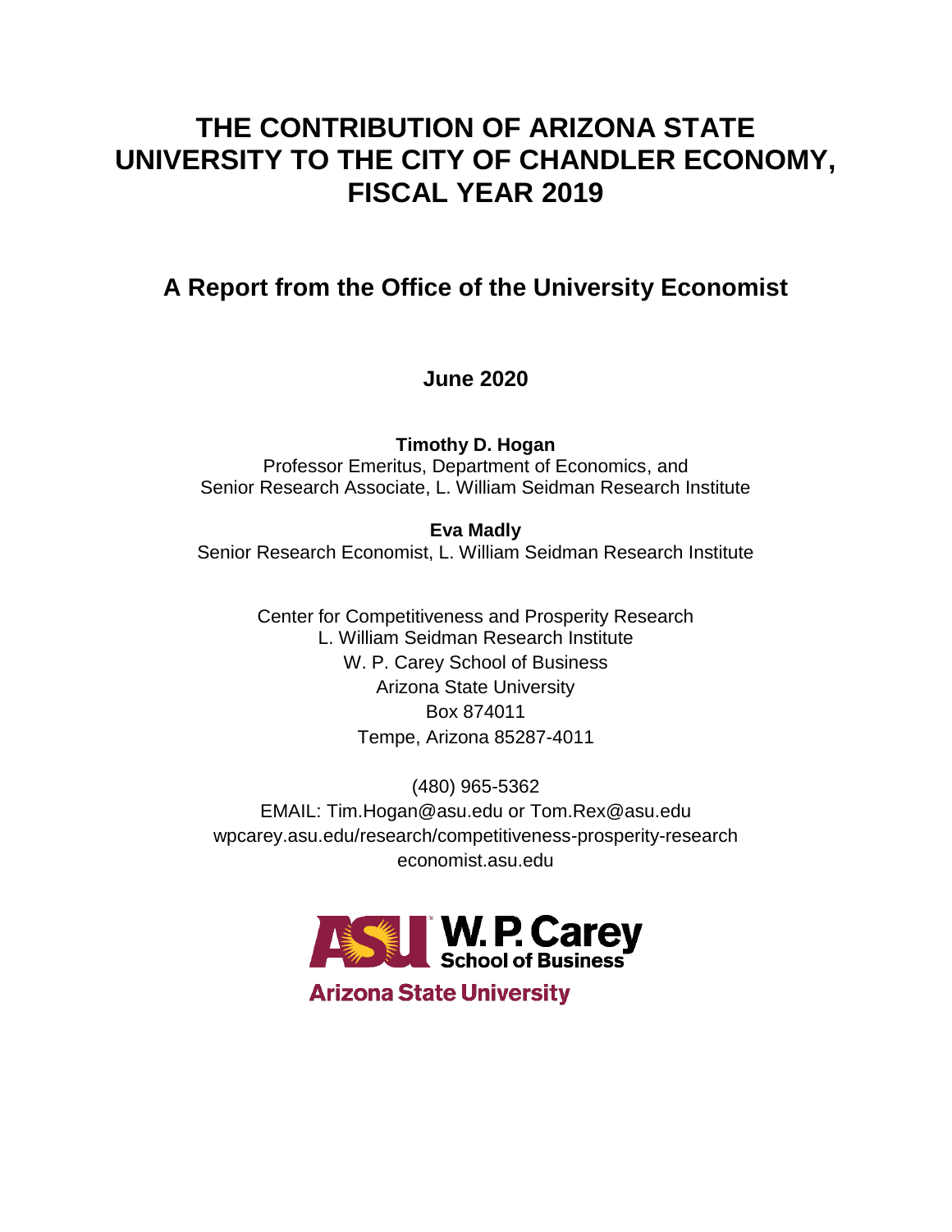# THE CONTRIBUTION OF ARIZONA STATE UNIVERSITY TO THE CITY OF CHANDLER ECONOMY, FISCAL YEAR 2019

## A Report from the Office of the University Economist

**June 2020**

**Timothy D. Hogan**
Professor Emeritus, Department of Economics, and
Senior Research Associate, L. William Seidman Research Institute

**Eva Madly**
Senior Research Economist, L. William Seidman Research Institute

Center for Competitiveness and Prosperity Research
L. William Seidman Research Institute
W. P. Carey School of Business
Arizona State University
Box 874011
Tempe, Arizona 85287-4011

(480) 965-5362
EMAIL: Tim.Hogan@asu.edu or Tom.Rex@asu.edu
wpcarey.asu.edu/research/competitiveness-prosperity-research
economist.asu.edu

ASU W. P. Carey School of Business
Arizona State University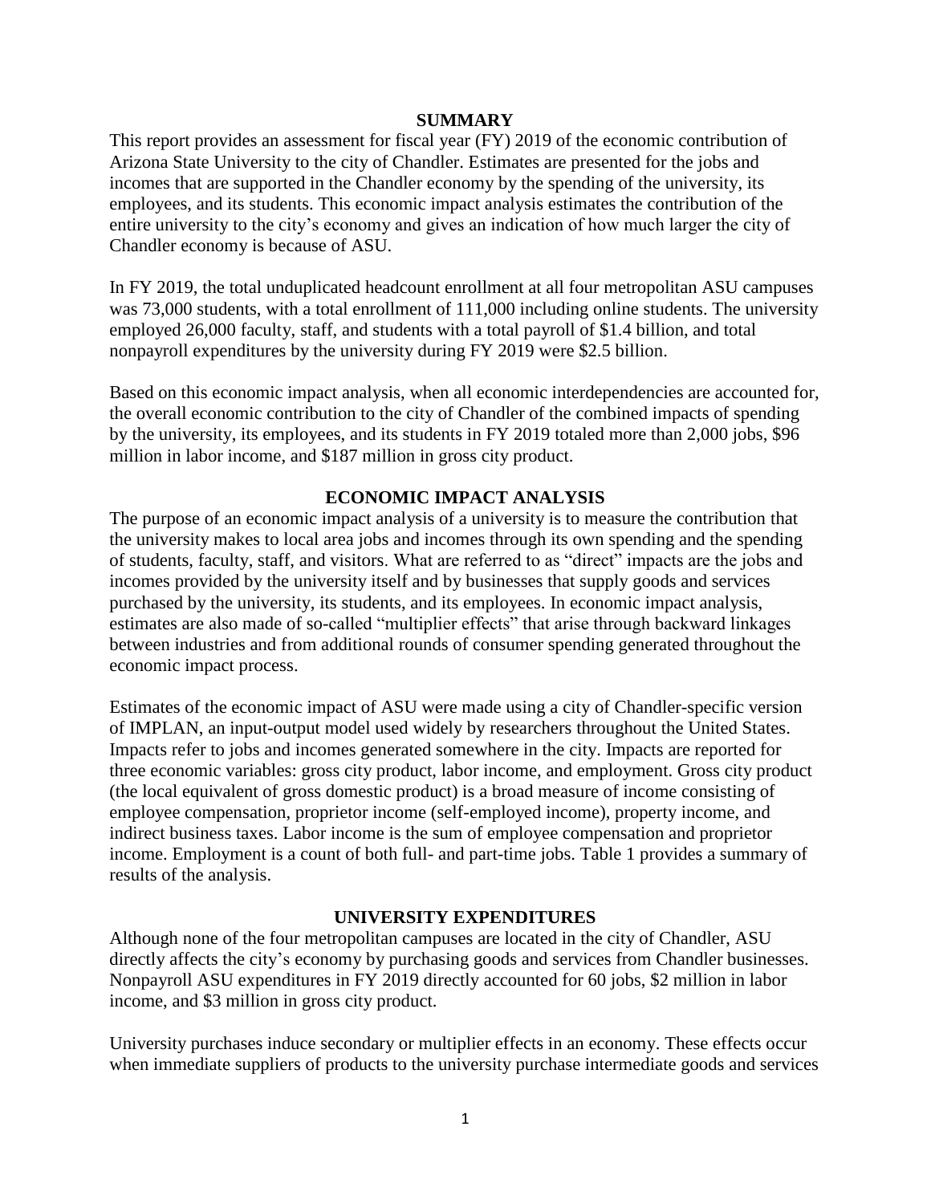## SUMMARY

This report provides an assessment for fiscal year (FY) 2019 of the economic contribution of Arizona State University to the city of Chandler. Estimates are presented for the jobs and incomes that are supported in the Chandler economy by the spending of the university, its employees, and its students. This economic impact analysis estimates the contribution of the entire university to the city's economy and gives an indication of how much larger the city of Chandler economy is because of ASU.

In FY 2019, the total unduplicated headcount enrollment at all four metropolitan ASU campuses was 73,000 students, with a total enrollment of 111,000 including online students. The university employed 26,000 faculty, staff, and students with a total payroll of $1.4 billion, and total nonpayroll expenditures by the university during FY 2019 were $2.5 billion.

Based on this economic impact analysis, when all economic interdependencies are accounted for, the overall economic contribution to the city of Chandler of the combined impacts of spending by the university, its employees, and its students in FY 2019 totaled more than 2,000 jobs, $96 million in labor income, and $187 million in gross city product.

## ECONOMIC IMPACT ANALYSIS

The purpose of an economic impact analysis of a university is to measure the contribution that the university makes to local area jobs and incomes through its own spending and the spending of students, faculty, staff, and visitors. What are referred to as "direct" impacts are the jobs and incomes provided by the university itself and by businesses that supply goods and services purchased by the university, its students, and its employees. In economic impact analysis, estimates are also made of so-called "multiplier effects" that arise through backward linkages between industries and from additional rounds of consumer spending generated throughout the economic impact process.

Estimates of the economic impact of ASU were made using a city of Chandler-specific version of IMPLAN, an input-output model used widely by researchers throughout the United States. Impacts refer to jobs and incomes generated somewhere in the city. Impacts are reported for three economic variables: gross city product, labor income, and employment. Gross city product (the local equivalent of gross domestic product) is a broad measure of income consisting of employee compensation, proprietor income (self-employed income), property income, and indirect business taxes. Labor income is the sum of employee compensation and proprietor income. Employment is a count of both full- and part-time jobs. Table 1 provides a summary of results of the analysis.

## UNIVERSITY EXPENDITURES

Although none of the four metropolitan campuses are located in the city of Chandler, ASU directly affects the city's economy by purchasing goods and services from Chandler businesses. Nonpayroll ASU expenditures in FY 2019 directly accounted for 60 jobs, $2 million in labor income, and $3 million in gross city product.

University purchases induce secondary or multiplier effects in an economy. These effects occur when immediate suppliers of products to the university purchase intermediate goods and services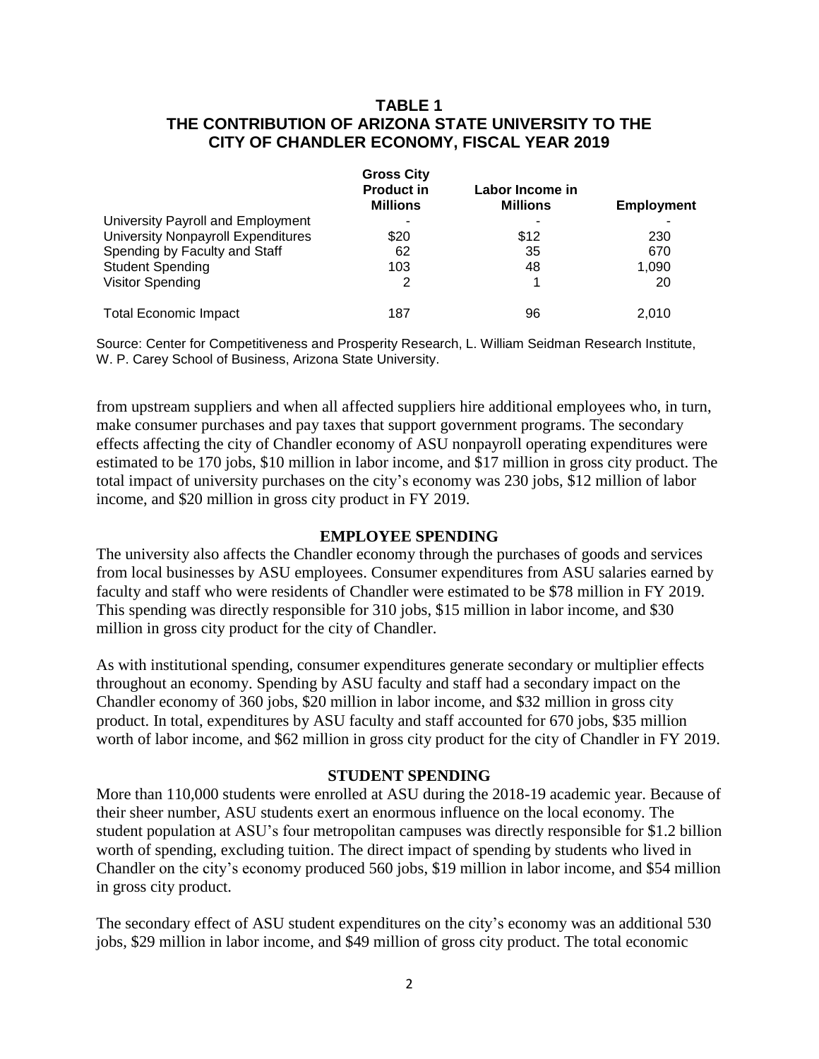**TABLE 1**
**THE CONTRIBUTION OF ARIZONA STATE UNIVERSITY TO THE CITY OF CHANDLER ECONOMY, FISCAL YEAR 2019**

| | Gross City Product in Millions | Labor Income in Millions | Employment |
|---|---|---|---|
| University Payroll and Employment | - | - | - |
| University Nonpayroll Expenditures | $20 | $12 | 230 |
| Spending by Faculty and Staff | 62 | 35 | 670 |
| Student Spending | 103 | 48 | 1,090 |
| Visitor Spending | 2 | 1 | 20 |
| Total Economic Impact | 187 | 96 | 2,010 |

Source: Center for Competitiveness and Prosperity Research, L. William Seidman Research Institute, W. P. Carey School of Business, Arizona State University.

from upstream suppliers and when all affected suppliers hire additional employees who, in turn, make consumer purchases and pay taxes that support government programs. The secondary effects affecting the city of Chandler economy of ASU nonpayroll operating expenditures were estimated to be 170 jobs, $10 million in labor income, and $17 million in gross city product. The total impact of university purchases on the city's economy was 230 jobs, $12 million of labor income, and $20 million in gross city product in FY 2019.

## EMPLOYEE SPENDING

The university also affects the Chandler economy through the purchases of goods and services from local businesses by ASU employees. Consumer expenditures from ASU salaries earned by faculty and staff who were residents of Chandler were estimated to be $78 million in FY 2019. This spending was directly responsible for 310 jobs, $15 million in labor income, and $30 million in gross city product for the city of Chandler.

As with institutional spending, consumer expenditures generate secondary or multiplier effects throughout an economy. Spending by ASU faculty and staff had a secondary impact on the Chandler economy of 360 jobs, $20 million in labor income, and $32 million in gross city product. In total, expenditures by ASU faculty and staff accounted for 670 jobs, $35 million worth of labor income, and $62 million in gross city product for the city of Chandler in FY 2019.

## STUDENT SPENDING

More than 110,000 students were enrolled at ASU during the 2018-19 academic year. Because of their sheer number, ASU students exert an enormous influence on the local economy. The student population at ASU's four metropolitan campuses was directly responsible for $1.2 billion worth of spending, excluding tuition. The direct impact of spending by students who lived in Chandler on the city's economy produced 560 jobs, $19 million in labor income, and $54 million in gross city product.

The secondary effect of ASU student expenditures on the city's economy was an additional 530 jobs, $29 million in labor income, and $49 million of gross city product. The total economic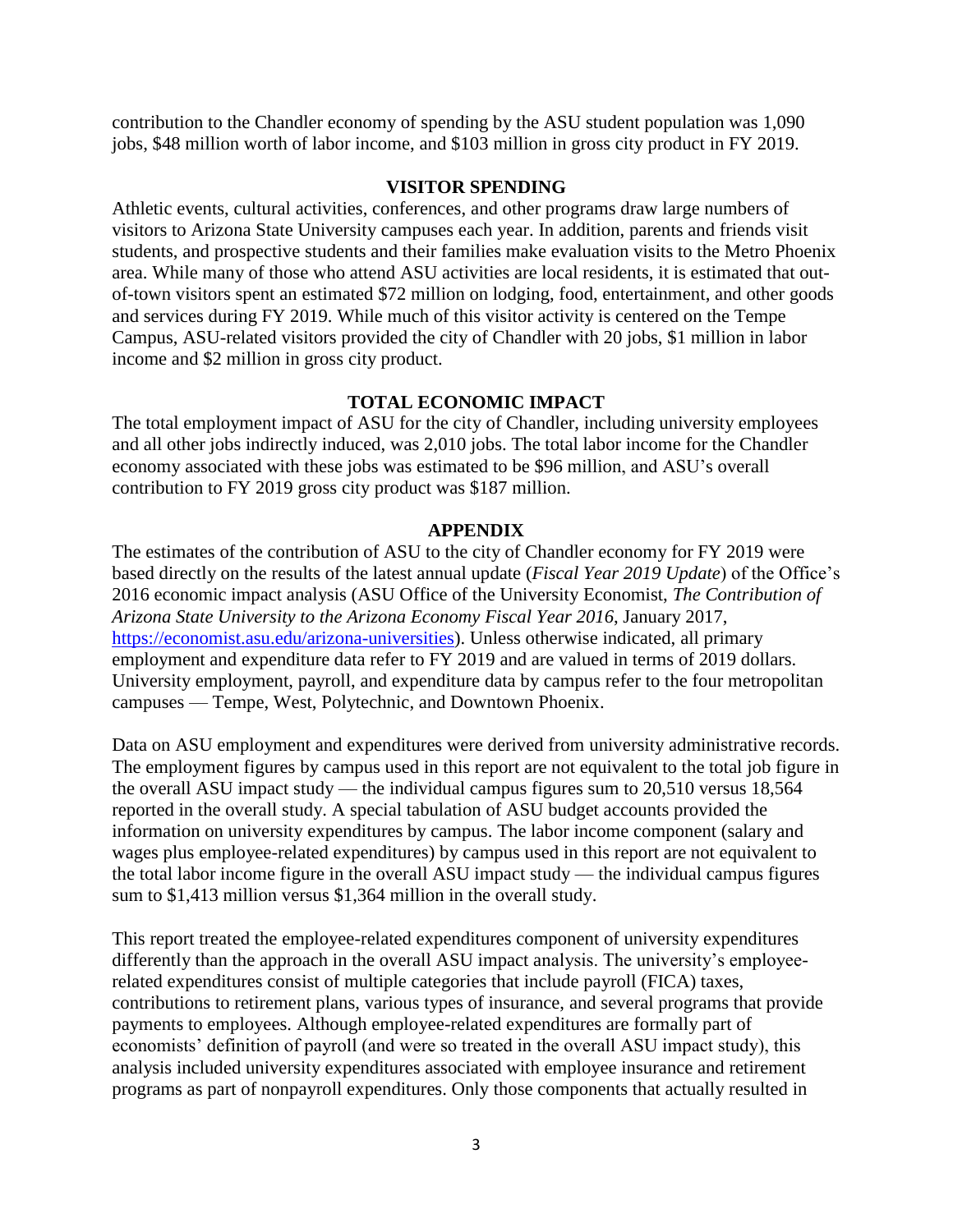contribution to the Chandler economy of spending by the ASU student population was 1,090 jobs, $48 million worth of labor income, and $103 million in gross city product in FY 2019.

## VISITOR SPENDING

Athletic events, cultural activities, conferences, and other programs draw large numbers of visitors to Arizona State University campuses each year. In addition, parents and friends visit students, and prospective students and their families make evaluation visits to the Metro Phoenix area. While many of those who attend ASU activities are local residents, it is estimated that out-of-town visitors spent an estimated $72 million on lodging, food, entertainment, and other goods and services during FY 2019. While much of this visitor activity is centered on the Tempe Campus, ASU-related visitors provided the city of Chandler with 20 jobs, $1 million in labor income and $2 million in gross city product.

## TOTAL ECONOMIC IMPACT

The total employment impact of ASU for the city of Chandler, including university employees and all other jobs indirectly induced, was 2,010 jobs. The total labor income for the Chandler economy associated with these jobs was estimated to be $96 million, and ASU's overall contribution to FY 2019 gross city product was $187 million.

## APPENDIX

The estimates of the contribution of ASU to the city of Chandler economy for FY 2019 were based directly on the results of the latest annual update (*Fiscal Year 2019 Update*) of the Office's 2016 economic impact analysis (ASU Office of the University Economist, *The Contribution of Arizona State University to the Arizona Economy Fiscal Year 2016*, January 2017, https://economist.asu.edu/arizona-universities). Unless otherwise indicated, all primary employment and expenditure data refer to FY 2019 and are valued in terms of 2019 dollars. University employment, payroll, and expenditure data by campus refer to the four metropolitan campuses — Tempe, West, Polytechnic, and Downtown Phoenix.

Data on ASU employment and expenditures were derived from university administrative records. The employment figures by campus used in this report are not equivalent to the total job figure in the overall ASU impact study — the individual campus figures sum to 20,510 versus 18,564 reported in the overall study. A special tabulation of ASU budget accounts provided the information on university expenditures by campus. The labor income component (salary and wages plus employee-related expenditures) by campus used in this report are not equivalent to the total labor income figure in the overall ASU impact study — the individual campus figures sum to $1,413 million versus $1,364 million in the overall study.

This report treated the employee-related expenditures component of university expenditures differently than the approach in the overall ASU impact analysis. The university's employee-related expenditures consist of multiple categories that include payroll (FICA) taxes, contributions to retirement plans, various types of insurance, and several programs that provide payments to employees. Although employee-related expenditures are formally part of economists' definition of payroll (and were so treated in the overall ASU impact study), this analysis included university expenditures associated with employee insurance and retirement programs as part of nonpayroll expenditures. Only those components that actually resulted in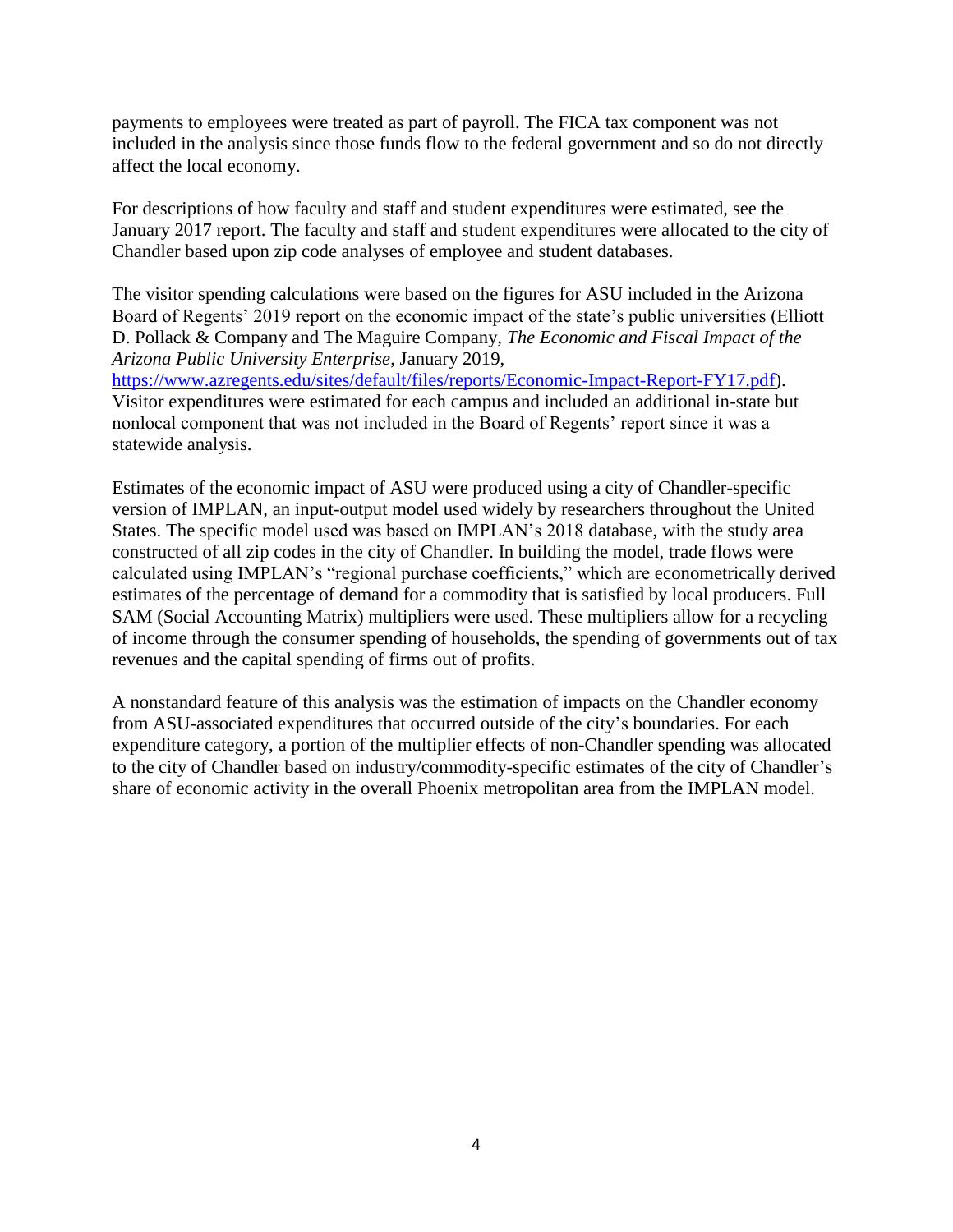payments to employees were treated as part of payroll. The FICA tax component was not included in the analysis since those funds flow to the federal government and so do not directly affect the local economy.

For descriptions of how faculty and staff and student expenditures were estimated, see the January 2017 report. The faculty and staff and student expenditures were allocated to the city of Chandler based upon zip code analyses of employee and student databases.

The visitor spending calculations were based on the figures for ASU included in the Arizona Board of Regents' 2019 report on the economic impact of the state's public universities (Elliott D. Pollack & Company and The Maguire Company, *The Economic and Fiscal Impact of the Arizona Public University Enterprise*, January 2019, https://www.azregents.edu/sites/default/files/reports/Economic-Impact-Report-FY17.pdf). Visitor expenditures were estimated for each campus and included an additional in-state but nonlocal component that was not included in the Board of Regents' report since it was a statewide analysis.

Estimates of the economic impact of ASU were produced using a city of Chandler-specific version of IMPLAN, an input-output model used widely by researchers throughout the United States. The specific model used was based on IMPLAN's 2018 database, with the study area constructed of all zip codes in the city of Chandler. In building the model, trade flows were calculated using IMPLAN's "regional purchase coefficients," which are econometrically derived estimates of the percentage of demand for a commodity that is satisfied by local producers. Full SAM (Social Accounting Matrix) multipliers were used. These multipliers allow for a recycling of income through the consumer spending of households, the spending of governments out of tax revenues and the capital spending of firms out of profits.

A nonstandard feature of this analysis was the estimation of impacts on the Chandler economy from ASU-associated expenditures that occurred outside of the city's boundaries. For each expenditure category, a portion of the multiplier effects of non-Chandler spending was allocated to the city of Chandler based on industry/commodity-specific estimates of the city of Chandler's share of economic activity in the overall Phoenix metropolitan area from the IMPLAN model.